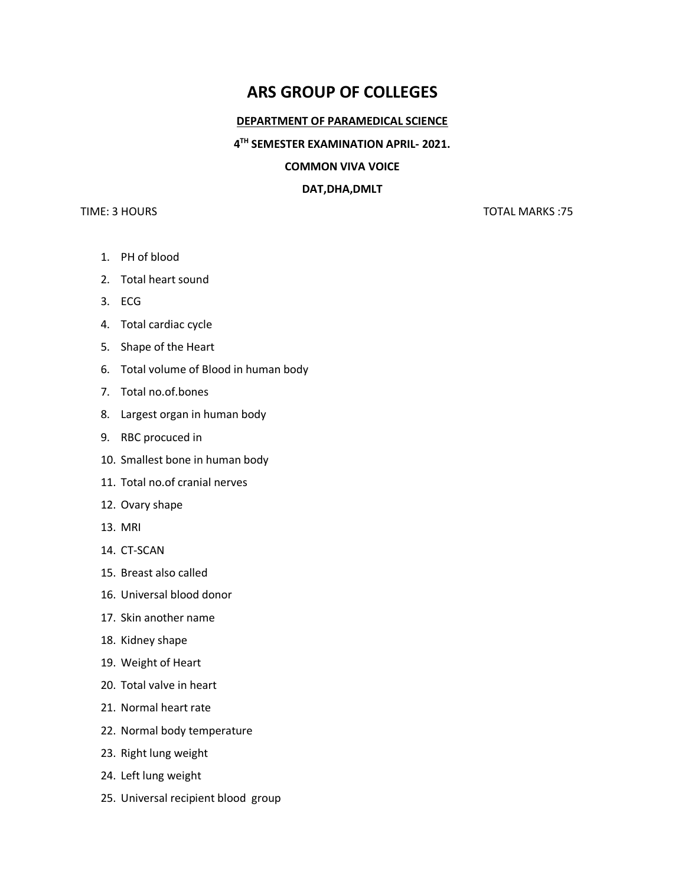# ARS GROUP OF COLLEGES

**DEPARTMENT OF PARAMEDICAL SCIENCE**

**4TH SEMESTER EXAMINATION APRIL- 2021.**

**COMMON VIVA VOICE**

**DAT,DHA,DMLT**

TIME: 3 HOURS TOTAL MARKS :75

1. PH of blood
2. Total heart sound
3. ECG
4. Total cardiac cycle
5. Shape of the Heart
6. Total volume of Blood in human body
7. Total no.of.bones
8. Largest organ in human body
9. RBC procuced in
10. Smallest bone in human body
11. Total no.of cranial nerves
12. Ovary shape
13. MRI
14. CT-SCAN
15. Breast also called
16. Universal blood donor
17. Skin another name
18. Kidney shape
19. Weight of Heart
20. Total valve in heart
21. Normal heart rate
22. Normal body temperature
23. Right lung weight
24. Left lung weight
25. Universal recipient blood group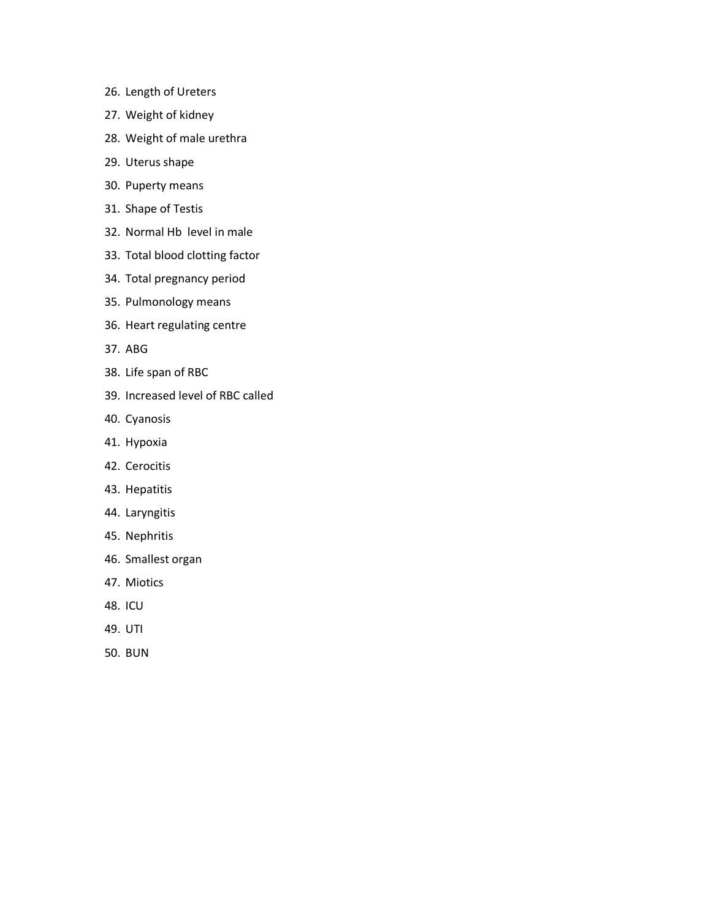26. Length of Ureters
27. Weight of kidney
28. Weight of male urethra
29. Uterus shape
30. Puperty means
31. Shape of Testis
32. Normal Hb level in male
33. Total blood clotting factor
34. Total pregnancy period
35. Pulmonology means
36. Heart regulating centre
37. ABG
38. Life span of RBC
39. Increased level of RBC called
40. Cyanosis
41. Hypoxia
42. Cerocitis
43. Hepatitis
44. Laryngitis
45. Nephritis
46. Smallest organ
47. Miotics
48. ICU
49. UTI
50. BUN